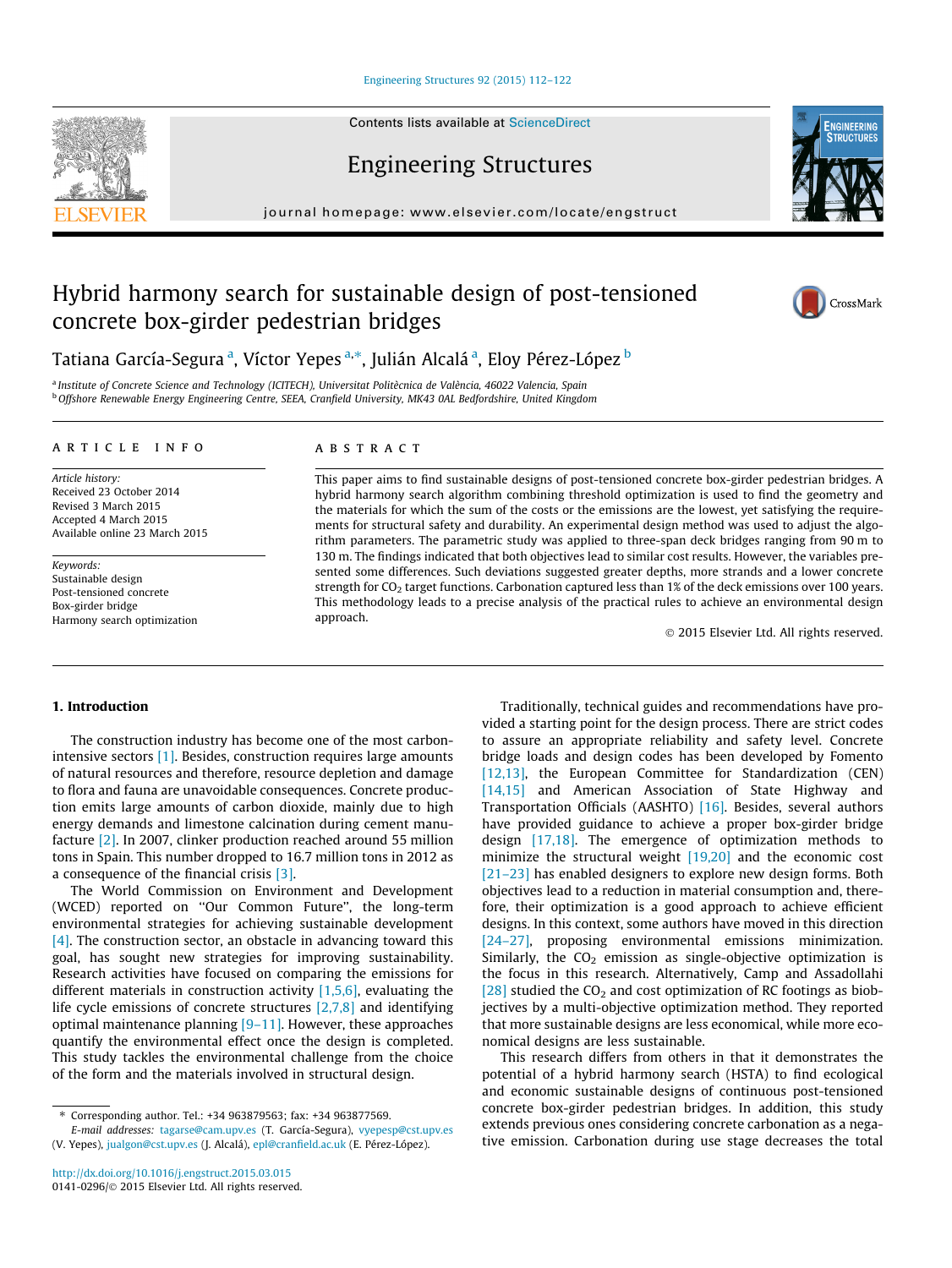# Hybrid harmony search for sustainable design of post-tensioned concrete box-girder pedestrian bridges

Tatiana García-Segura [a], Víctor Yepes [a,*], Julián Alcalá [a], Eloy Pérez-López [b]

[a] Institute of Concrete Science and Technology (ICITECH), Universitat Politècnica de València, 46022 Valencia, Spain
[b] Offshore Renewable Energy Engineering Centre, SEEA, Cranfield University, MK43 0AL Bedfordshire, United Kingdom

## ARTICLE INFO

*Article history:*
Received 23 October 2014
Revised 3 March 2015
Accepted 4 March 2015
Available online 23 March 2015

*Keywords:*
Sustainable design
Post-tensioned concrete
Box-girder bridge
Harmony search optimization

## ABSTRACT

This paper aims to find sustainable designs of post-tensioned concrete box-girder pedestrian bridges. A hybrid harmony search algorithm combining threshold optimization is used to find the geometry and the materials for which the sum of the costs or the emissions are the lowest, yet satisfying the requirements for structural safety and durability. An experimental design method was used to adjust the algorithm parameters. The parametric study was applied to three-span deck bridges ranging from 90 m to 130 m. The findings indicated that both objectives lead to similar cost results. However, the variables presented some differences. Such deviations suggested greater depths, more strands and a lower concrete strength for $CO_2$ target functions. Carbonation captured less than 1% of the deck emissions over 100 years. This methodology leads to a precise analysis of the practical rules to achieve an environmental design approach.

© 2015 Elsevier Ltd. All rights reserved.

## 1. Introduction

The construction industry has become one of the most carbon-intensive sectors [1]. Besides, construction requires large amounts of natural resources and therefore, resource depletion and damage to flora and fauna are unavoidable consequences. Concrete production emits large amounts of carbon dioxide, mainly due to high energy demands and limestone calcination during cement manufacture [2]. In 2007, clinker production reached around 55 million tons in Spain. This number dropped to 16.7 million tons in 2012 as a consequence of the financial crisis [3].

The World Commission on Environment and Development (WCED) reported on "Our Common Future", the long-term environmental strategies for achieving sustainable development [4]. The construction sector, an obstacle in advancing toward this goal, has sought new strategies for improving sustainability. Research activities have focused on comparing the emissions for different materials in construction activity [1,5,6], evaluating the life cycle emissions of concrete structures [2,7,8] and identifying optimal maintenance planning [9–11]. However, these approaches quantify the environmental effect once the design is completed. This study tackles the environmental challenge from the choice of the form and the materials involved in structural design.

Traditionally, technical guides and recommendations have provided a starting point for the design process. There are strict codes to assure an appropriate reliability and safety level. Concrete bridge loads and design codes has been developed by Fomento [12,13], the European Committee for Standardization (CEN) [14,15] and American Association of State Highway and Transportation Officials (AASHTO) [16]. Besides, several authors have provided guidance to achieve a proper box-girder bridge design [17,18]. The emergence of optimization methods to minimize the structural weight [19,20] and the economic cost [21–23] has enabled designers to explore new design forms. Both objectives lead to a reduction in material consumption and, therefore, their optimization is a good approach to achieve efficient designs. In this context, some authors have moved in this direction [24–27], proposing environmental emissions minimization. Similarly, the $CO_2$ emission as single-objective optimization is the focus in this research. Alternatively, Camp and Assadollahi [28] studied the $CO_2$ and cost optimization of RC footings as biobjectives by a multi-objective optimization method. They reported that more sustainable designs are less economical, while more economical designs are less sustainable.

This research differs from others in that it demonstrates the potential of a hybrid harmony search (HSTA) to find ecological and economic sustainable designs of continuous post-tensioned concrete box-girder pedestrian bridges. In addition, this study extends previous ones considering concrete carbonation as a negative emission. Carbonation during use stage decreases the total

---

* Corresponding author. Tel.: +34 963879563; fax: +34 963877569.
*E-mail addresses:* tagarse@cam.upv.es (T. García-Segura), vyepesp@cst.upv.es (V. Yepes), jualgon@cst.upv.es (J. Alcalá), epl@cranfield.ac.uk (E. Pérez-López).

http://dx.doi.org/10.1016/j.engstruct.2015.03.015
0141-0296/© 2015 Elsevier Ltd. All rights reserved.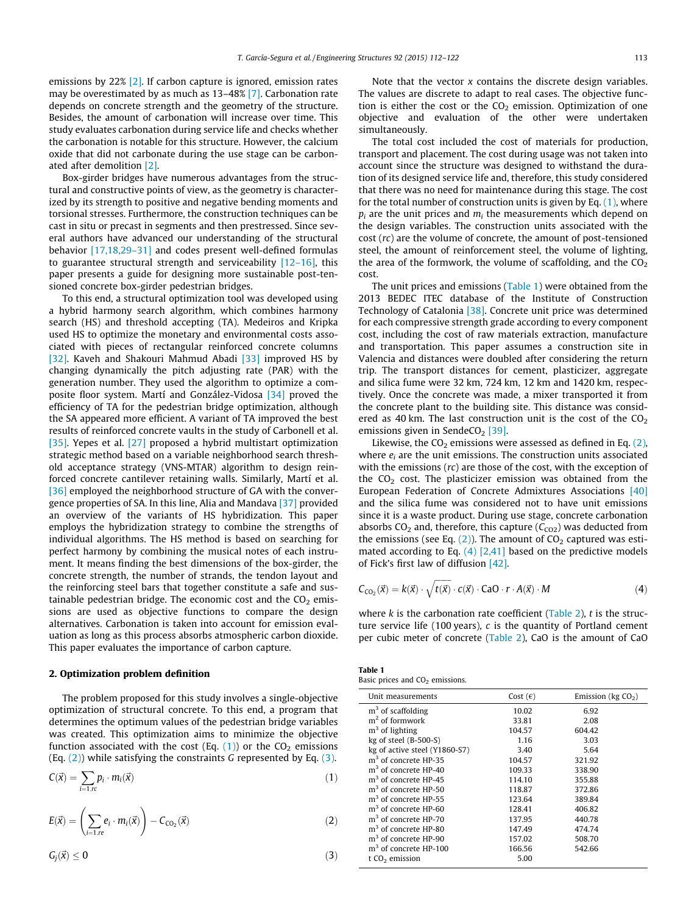emissions by 22% [2]. If carbon capture is ignored, emission rates may be overestimated by as much as 13–48% [7]. Carbonation rate depends on concrete strength and the geometry of the structure. Besides, the amount of carbonation will increase over time. This study evaluates carbonation during service life and checks whether the carbonation is notable for this structure. However, the calcium oxide that did not carbonate during the use stage can be carbonated after demolition [2].

Box-girder bridges have numerous advantages from the structural and constructive points of view, as the geometry is characterized by its strength to positive and negative bending moments and torsional stresses. Furthermore, the construction techniques can be cast in situ or precast in segments and then prestressed. Since several authors have advanced our understanding of the structural behavior [17,18,29–31] and codes present well-defined formulas to guarantee structural strength and serviceability [12–16], this paper presents a guide for designing more sustainable post-tensioned concrete box-girder pedestrian bridges.

To this end, a structural optimization tool was developed using a hybrid harmony search algorithm, which combines harmony search (HS) and threshold accepting (TA). Medeiros and Kripka used HS to optimize the monetary and environmental costs associated with pieces of rectangular reinforced concrete columns [32]. Kaveh and Shakouri Mahmud Abadi [33] improved HS by changing dynamically the pitch adjusting rate (PAR) with the generation number. They used the algorithm to optimize a composite floor system. Martí and González-Vidosa [34] proved the efficiency of TA for the pedestrian bridge optimization, although the SA appeared more efficient. A variant of TA improved the best results of reinforced concrete vaults in the study of Carbonell et al. [35]. Yepes et al. [27] proposed a hybrid multistart optimization strategic method based on a variable neighborhood search threshold acceptance strategy (VNS-MTAR) algorithm to design reinforced concrete cantilever retaining walls. Similarly, Martí et al. [36] employed the neighborhood structure of GA with the convergence properties of SA. In this line, Alia and Mandava [37] provided an overview of the variants of HS hybridization. This paper employs the hybridization strategy to combine the strengths of individual algorithms. The HS method is based on searching for perfect harmony by combining the musical notes of each instrument. It means finding the best dimensions of the box-girder, the concrete strength, the number of strands, the tendon layout and the reinforcing steel bars that together constitute a safe and sustainable pedestrian bridge. The economic cost and the $CO_2$ emissions are used as objective functions to compare the design alternatives. Carbonation is taken into account for emission evaluation as long as this process absorbs atmospheric carbon dioxide. This paper evaluates the importance of carbon capture.

## 2. Optimization problem definition

The problem proposed for this study involves a single-objective optimization of structural concrete. To this end, a program that determines the optimum values of the pedestrian bridge variables was created. This optimization aims to minimize the objective function associated with the cost (Eq. (1)) or the $CO_2$ emissions (Eq. (2)) while satisfying the constraints $G$ represented by Eq. (3).

$$C(\vec{x}) = \sum_{i=1,rc} p_i \cdot m_i(\vec{x}) \tag{1}$$

$$E(\vec{x}) = \left(\sum_{i=1,re} e_i \cdot m_i(\vec{x})\right) - C_{CO_2}(\vec{x}) \tag{2}$$

$$G_j(\vec{x}) \leq 0 \tag{3}$$

Note that the vector $x$ contains the discrete design variables. The values are discrete to adapt to real cases. The objective function is either the cost or the $CO_2$ emission. Optimization of one objective and evaluation of the other were undertaken simultaneously.

The total cost included the cost of materials for production, transport and placement. The cost during usage was not taken into account since the structure was designed to withstand the duration of its designed service life and, therefore, this study considered that there was no need for maintenance during this stage. The cost for the total number of construction units is given by Eq. (1), where $p_i$ are the unit prices and $m_i$ the measurements which depend on the design variables. The construction units associated with the cost ($rc$) are the volume of concrete, the amount of post-tensioned steel, the amount of reinforcement steel, the volume of lighting, the area of the formwork, the volume of scaffolding, and the $CO_2$ cost.

The unit prices and emissions (Table 1) were obtained from the 2013 BEDEC ITEC database of the Institute of Construction Technology of Catalonia [38]. Concrete unit price was determined for each compressive strength grade according to every component cost, including the cost of raw materials extraction, manufacture and transportation. This paper assumes a construction site in Valencia and distances were doubled after considering the return trip. The transport distances for cement, plasticizer, aggregate and silica fume were 32 km, 724 km, 12 km and 1420 km, respectively. Once the concrete was made, a mixer transported it from the concrete plant to the building site. This distance was considered as 40 km. The last construction unit is the cost of the $CO_2$ emissions given in Sende$CO_2$ [39].

Likewise, the $CO_2$ emissions were assessed as defined in Eq. (2), where $e_i$ are the unit emissions. The construction units associated with the emissions ($rc$) are those of the cost, with the exception of the $CO_2$ cost. The plasticizer emission was obtained from the European Federation of Concrete Admixtures Associations [40] and the silica fume was considered not to have unit emissions since it is a waste product. During use stage, concrete carbonation absorbs $CO_2$ and, therefore, this capture ($C_{CO2}$) was deducted from the emissions (see Eq. (2)). The amount of $CO_2$ captured was estimated according to Eq. (4) [2,41] based on the predictive models of Fick's first law of diffusion [42].

$$C_{CO_2}(\vec{x}) = k(\vec{x}) \cdot \sqrt{t(\vec{x})} \cdot c(\vec{x}) \cdot \mathrm{CaO} \cdot r \cdot A(\vec{x}) \cdot M \tag{4}$$

where $k$ is the carbonation rate coefficient (Table 2), $t$ is the structure service life (100 years), $c$ is the quantity of Portland cement per cubic meter of concrete (Table 2), CaO is the amount of CaO

**Table 1**
Basic prices and $CO_2$ emissions.

| Unit measurements | Cost (€) | Emission (kg $CO_2$) |
|---|---|---|
| $m^3$ of scaffolding | 10.02 | 6.92 |
| $m^2$ of formwork | 33.81 | 2.08 |
| $m^3$ of lighting | 104.57 | 604.42 |
| kg of steel (B-500-S) | 1.16 | 3.03 |
| kg of active steel (Y1860-S7) | 3.40 | 5.64 |
| $m^3$ of concrete HP-35 | 104.57 | 321.92 |
| $m^3$ of concrete HP-40 | 109.33 | 338.90 |
| $m^3$ of concrete HP-45 | 114.10 | 355.88 |
| $m^3$ of concrete HP-50 | 118.87 | 372.86 |
| $m^3$ of concrete HP-55 | 123.64 | 389.84 |
| $m^3$ of concrete HP-60 | 128.41 | 406.82 |
| $m^3$ of concrete HP-70 | 137.95 | 440.78 |
| $m^3$ of concrete HP-80 | 147.49 | 474.74 |
| $m^3$ of concrete HP-90 | 157.02 | 508.70 |
| $m^3$ of concrete HP-100 | 166.56 | 542.66 |
| t $CO_2$ emission | 5.00 | |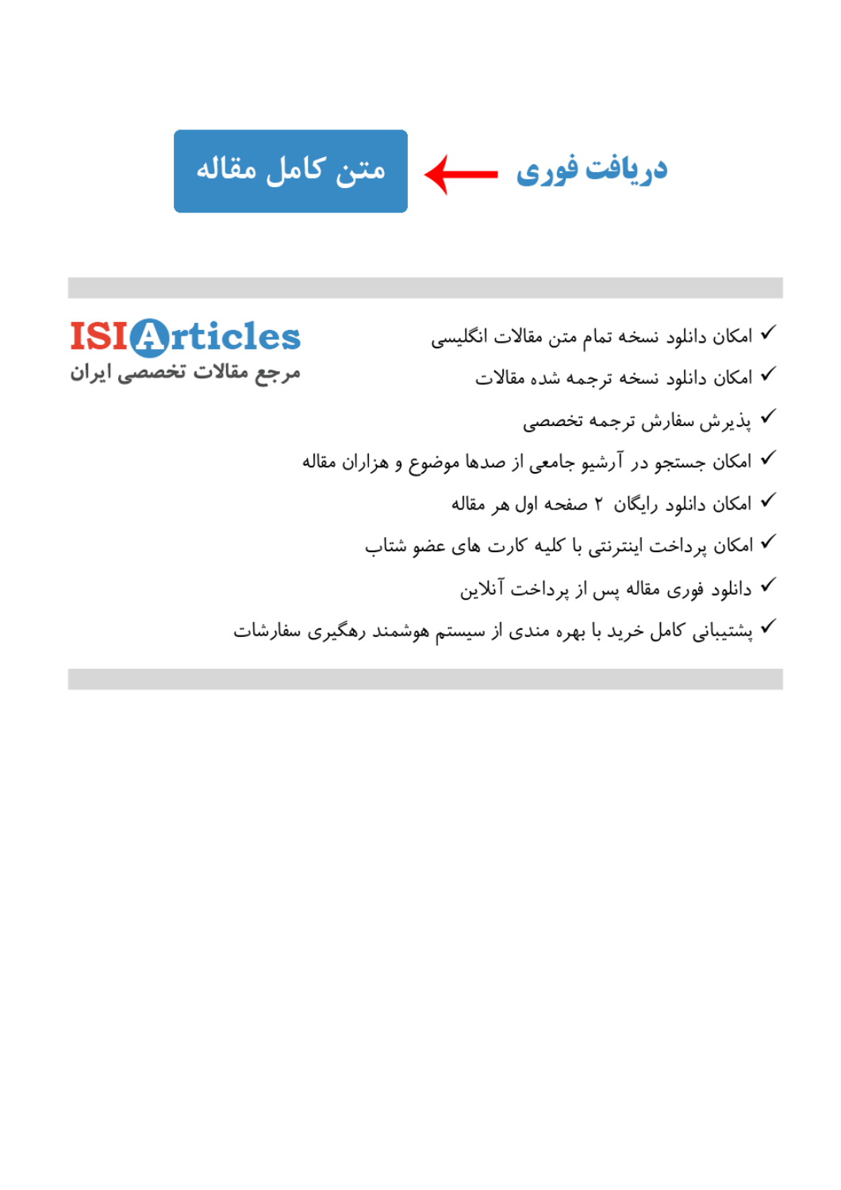دریافت فوری ← **متن کامل مقاله**

**ISIArticles**
مرجع مقالات تخصصی ایران

- ✓ امکان دانلود نسخه تمام متن مقالات انگلیسی
- ✓ امکان دانلود نسخه ترجمه شده مقالات
- ✓ پذیرش سفارش ترجمه تخصصی
- ✓ امکان جستجو در آرشیو جامعی از صدها موضوع و هزاران مقاله
- ✓ امکان دانلود رایگان ۲ صفحه اول هر مقاله
- ✓ امکان پرداخت اینترنتی با کلیه کارت های عضو شتاب
- ✓ دانلود فوری مقاله پس از پرداخت آنلاین
- ✓ پشتیبانی کامل خرید با بهره مندی از سیستم هوشمند رهگیری سفارشات